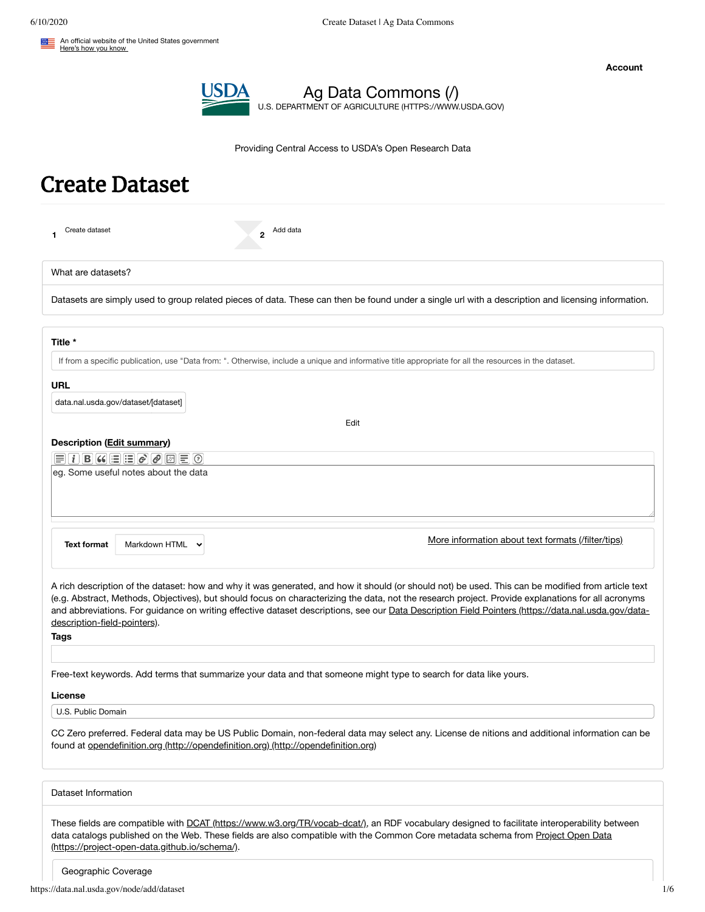An official website of the United States government
Here's how you know

Account

Ag Data Commons (/)
U.S. DEPARTMENT OF AGRICULTURE (HTTPS://WWW.USDA.GOV)

Providing Central Access to USDA's Open Research Data

# Create Dataset

1 Create dataset

2 Add data

What are datasets?

Datasets are simply used to group related pieces of data. These can then be found under a single url with a description and licensing information.

**Title** *

If from a specific publication, use "Data from: ". Otherwise, include a unique and informative title appropriate for all the resources in the dataset.

**URL**

data.nal.usda.gov/dataset/[dataset]

Edit

**Description (Edit summary)**

eg. Some useful notes about the data

**Text format** Markdown HTML

More information about text formats (/filter/tips)

A rich description of the dataset: how and why it was generated, and how it should (or should not) be used. This can be modified from article text (e.g. Abstract, Methods, Objectives), but should focus on characterizing the data, not the research project. Provide explanations for all acronyms and abbreviations. For guidance on writing effective dataset descriptions, see our Data Description Field Pointers (https://data.nal.usda.gov/data-description-field-pointers).

**Tags**

Free-text keywords. Add terms that summarize your data and that someone might type to search for data like yours.

**License**

U.S. Public Domain

CC Zero preferred. Federal data may be US Public Domain, non-federal data may select any. License de nitions and additional information can be found at opendefinition.org (http://opendefinition.org) (http://opendefinition.org)

Dataset Information

These fields are compatible with DCAT (https://www.w3.org/TR/vocab-dcat/), an RDF vocabulary designed to facilitate interoperability between data catalogs published on the Web. These fields are also compatible with the Common Core metadata schema from Project Open Data (https://project-open-data.github.io/schema/).

Geographic Coverage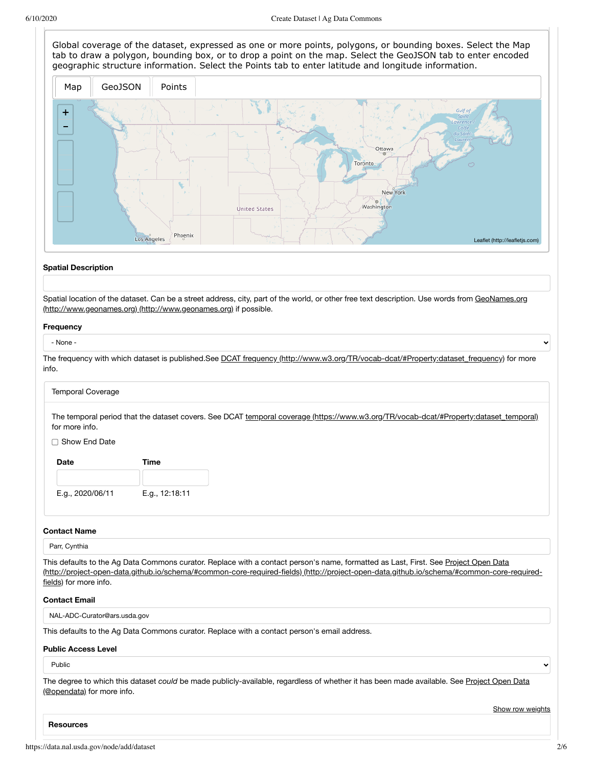Global coverage of the dataset, expressed as one or more points, polygons, or bounding boxes. Select the Map tab to draw a polygon, bounding box, or to drop a point on the map. Select the GeoJSON tab to enter encoded geographic structure information. Select the Points tab to enter latitude and longitude information.

Map | GeoJSON | Points

Leaflet (http://leafletjs.com)

**Spatial Description**

Spatial location of the dataset. Can be a street address, city, part of the world, or other free text description. Use words from GeoNames.org (http://www.geonames.org) (http://www.geonames.org) if possible.

**Frequency**

- None -

The frequency with which dataset is published.See DCAT frequency (http://www.w3.org/TR/vocab-dcat/#Property:dataset_frequency) for more info.

Temporal Coverage

The temporal period that the dataset covers. See DCAT temporal coverage (https://www.w3.org/TR/vocab-dcat/#Property:dataset_temporal) for more info.

☐ Show End Date

| Date | Time |
|---|---|
| | |
| E.g., 2020/06/11 | E.g., 12:18:11 |

**Contact Name**

Parr, Cynthia

This defaults to the Ag Data Commons curator. Replace with a contact person's name, formatted as Last, First. See Project Open Data (http://project-open-data.github.io/schema/#common-core-required-fields) (http://project-open-data.github.io/schema/#common-core-required-fields) for more info.

**Contact Email**

NAL-ADC-Curator@ars.usda.gov

This defaults to the Ag Data Commons curator. Replace with a contact person's email address.

**Public Access Level**

Public

The degree to which this dataset *could* be made publicly-available, regardless of whether it has been made available. See Project Open Data (@opendata) for more info.

Show row weights

**Resources**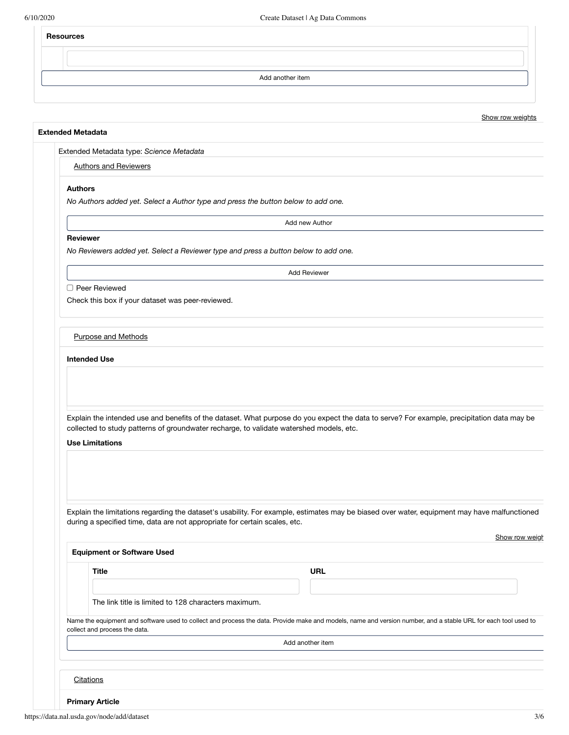**Resources**

Add another item

Show row weights

**Extended Metadata**

Extended Metadata type: *Science Metadata*

Authors and Reviewers

**Authors**

*No Authors added yet. Select a Author type and press the button below to add one.*

Add new Author

**Reviewer**

*No Reviewers added yet. Select a Reviewer type and press a button below to add one.*

Add Reviewer

☐ Peer Reviewed

Check this box if your dataset was peer-reviewed.

Purpose and Methods

**Intended Use**

Explain the intended use and benefits of the dataset. What purpose do you expect the data to serve? For example, precipitation data may be collected to study patterns of groundwater recharge, to validate watershed models, etc.

**Use Limitations**

Explain the limitations regarding the dataset's usability. For example, estimates may be biased over water, equipment may have malfunctioned during a specified time, data are not appropriate for certain scales, etc.

Show row weigh

**Equipment or Software Used**

| **Title** | **URL** |
| --- | --- |
| | |

The link title is limited to 128 characters maximum.

Name the equipment and software used to collect and process the data. Provide make and models, name and version number, and a stable URL for each tool used to collect and process the data.

Add another item

Citations

**Primary Article**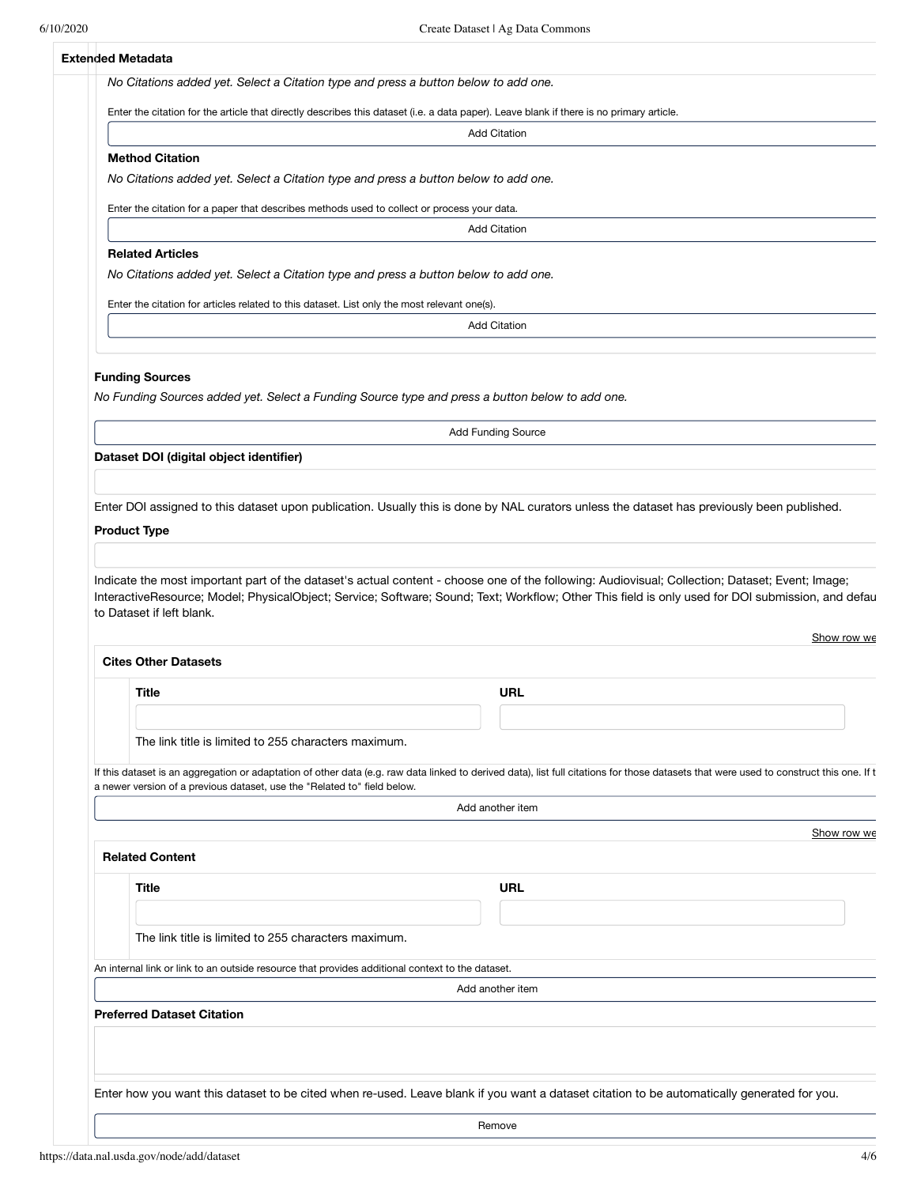**Extended Metadata**

*No Citations added yet. Select a Citation type and press a button below to add one.*

Enter the citation for the article that directly describes this dataset (i.e. a data paper). Leave blank if there is no primary article.

Add Citation

### Method Citation

*No Citations added yet. Select a Citation type and press a button below to add one.*

Enter the citation for a paper that describes methods used to collect or process your data.

Add Citation

### Related Articles

*No Citations added yet. Select a Citation type and press a button below to add one.*

Enter the citation for articles related to this dataset. List only the most relevant one(s).

Add Citation

### Funding Sources

*No Funding Sources added yet. Select a Funding Source type and press a button below to add one.*

Add Funding Source

### Dataset DOI (digital object identifier)

Enter DOI assigned to this dataset upon publication. Usually this is done by NAL curators unless the dataset has previously been published.

### Product Type

Indicate the most important part of the dataset's actual content - choose one of the following: Audiovisual; Collection; Dataset; Event; Image; InteractiveResource; Model; PhysicalObject; Service; Software; Sound; Text; Workflow; Other This field is only used for DOI submission, and defau to Dataset if left blank.

Show row we

### Cites Other Datasets

| Title | URL |
|---|---|
| | |

The link title is limited to 255 characters maximum.

If this dataset is an aggregation or adaptation of other data (e.g. raw data linked to derived data), list full citations for those datasets that were used to construct this one. If t a newer version of a previous dataset, use the "Related to" field below.

Add another item

Show row we

### Related Content

| Title | URL |
|---|---|
| | |

The link title is limited to 255 characters maximum.

An internal link or link to an outside resource that provides additional context to the dataset.

Add another item

### Preferred Dataset Citation

Enter how you want this dataset to be cited when re-used. Leave blank if you want a dataset citation to be automatically generated for you.

Remove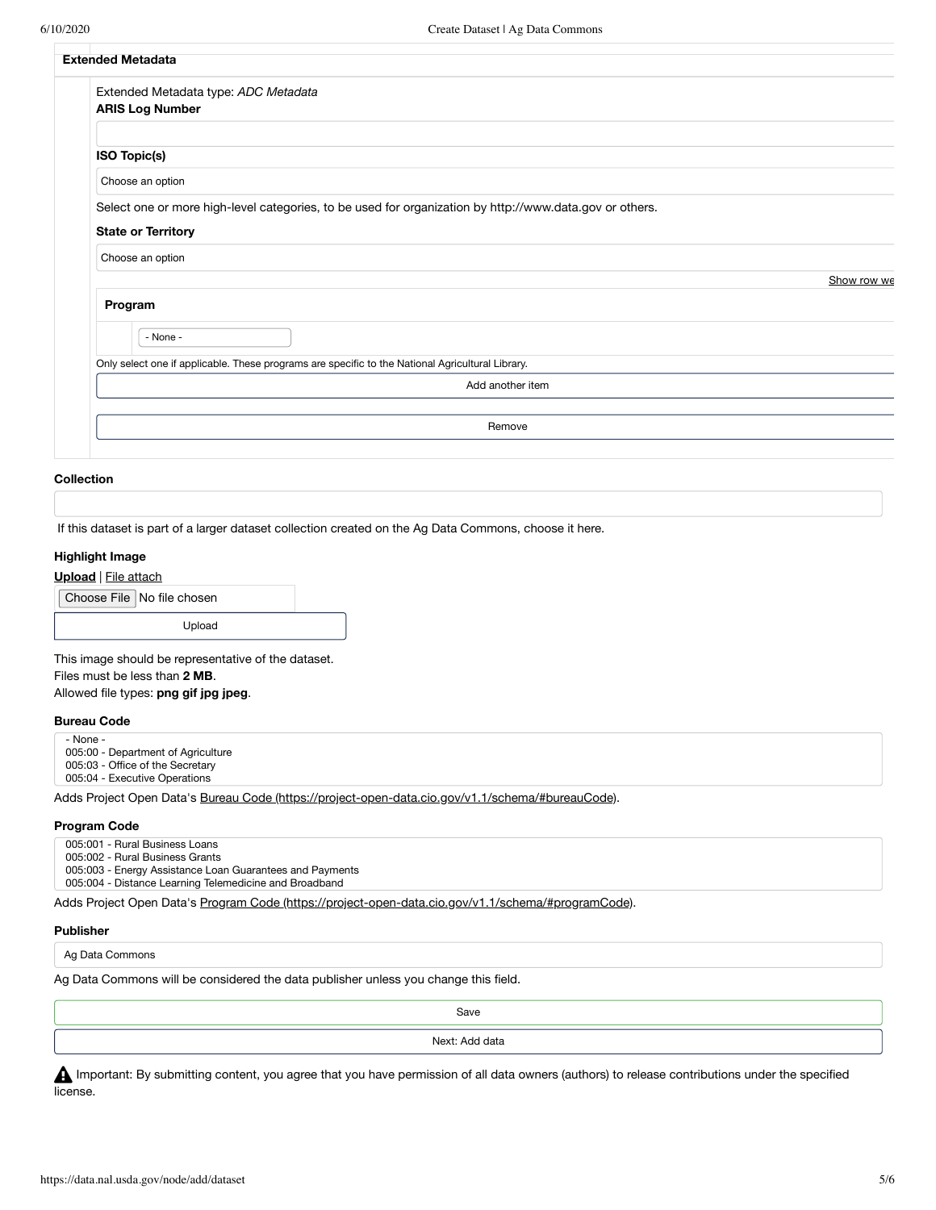**Extended Metadata**

Extended Metadata type: *ADC Metadata*

**ARIS Log Number**

**ISO Topic(s)**

Choose an option

Select one or more high-level categories, to be used for organization by http://www.data.gov or others.

**State or Territory**

Choose an option

Show row we

**Program**

- None -

Only select one if applicable. These programs are specific to the National Agricultural Library.

Add another item

Remove

**Collection**

If this dataset is part of a larger dataset collection created on the Ag Data Commons, choose it here.

**Highlight Image**

**Upload** | File attach

Choose File No file chosen

Upload

This image should be representative of the dataset.
Files must be less than **2 MB**.
Allowed file types: **png gif jpg jpeg**.

**Bureau Code**

- None -
005:00 - Department of Agriculture
005:03 - Office of the Secretary
005:04 - Executive Operations

Adds Project Open Data's Bureau Code (https://project-open-data.cio.gov/v1.1/schema/#bureauCode).

**Program Code**

005:001 - Rural Business Loans
005:002 - Rural Business Grants
005:003 - Energy Assistance Loan Guarantees and Payments
005:004 - Distance Learning Telemedicine and Broadband

Adds Project Open Data's Program Code (https://project-open-data.cio.gov/v1.1/schema/#programCode).

**Publisher**

Ag Data Commons

Ag Data Commons will be considered the data publisher unless you change this field.

Save

Next: Add data

⚠ Important: By submitting content, you agree that you have permission of all data owners (authors) to release contributions under the specified license.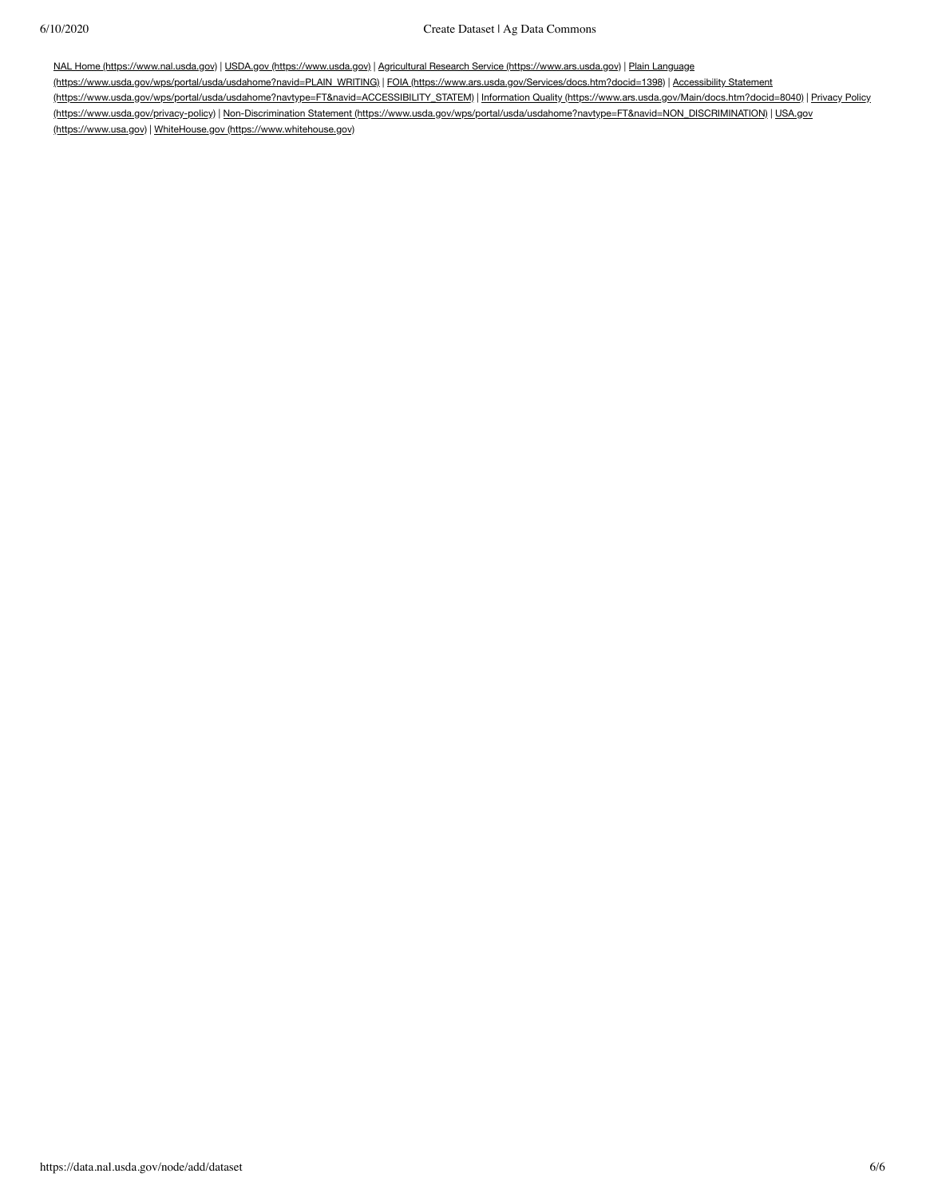NAL Home (https://www.nal.usda.gov) | USDA.gov (https://www.usda.gov) | Agricultural Research Service (https://www.ars.usda.gov) | Plain Language (https://www.usda.gov/wps/portal/usda/usdahome?navid=PLAIN_WRITING) | FOIA (https://www.ars.usda.gov/Services/docs.htm?docid=1398) | Accessibility Statement (https://www.usda.gov/wps/portal/usda/usdahome?navtype=FT&navid=ACCESSIBILITY_STATEM) | Information Quality (https://www.ars.usda.gov/Main/docs.htm?docid=8040) | Privacy Policy (https://www.usda.gov/privacy-policy) | Non-Discrimination Statement (https://www.usda.gov/wps/portal/usda/usdahome?navtype=FT&navid=NON_DISCRIMINATION) | USA.gov (https://www.usa.gov) | WhiteHouse.gov (https://www.whitehouse.gov)